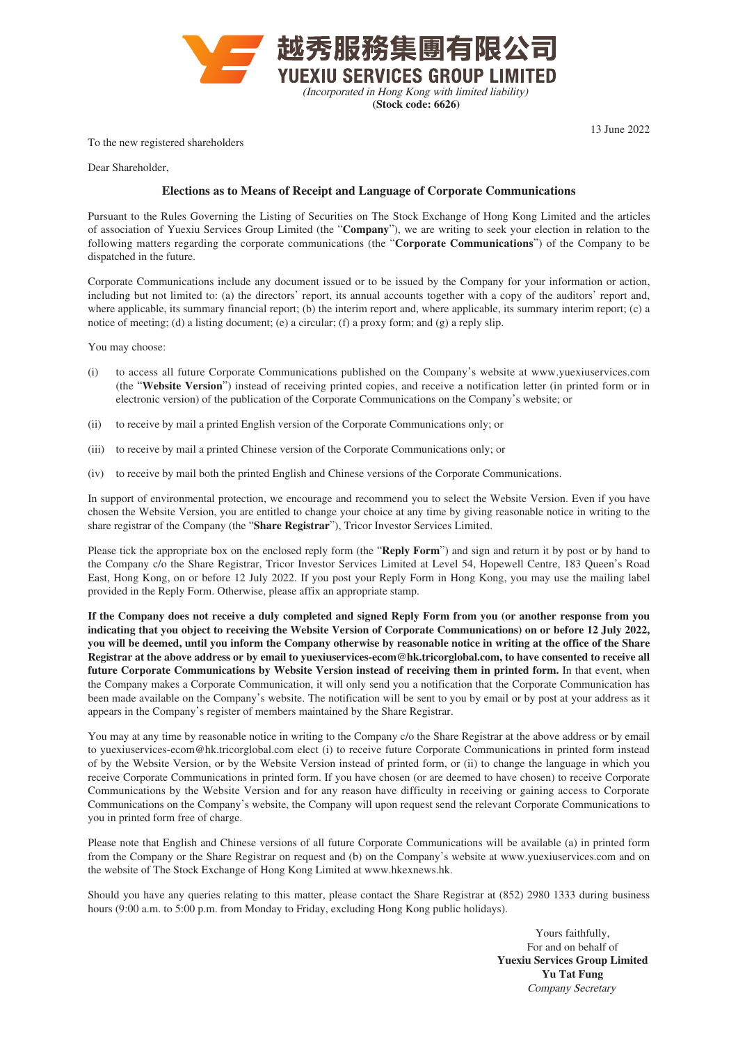越秀服務集團有限公司
**YUEXIU SERVICES GROUP LIMITED**
*(Incorporated in Hong Kong with limited liability)*
**(Stock code: 6626)**

13 June 2022

To the new registered shareholders

Dear Shareholder,

**Elections as to Means of Receipt and Language of Corporate Communications**

Pursuant to the Rules Governing the Listing of Securities on The Stock Exchange of Hong Kong Limited and the articles of association of Yuexiu Services Group Limited (the "**Company**"), we are writing to seek your election in relation to the following matters regarding the corporate communications (the "**Corporate Communications**") of the Company to be dispatched in the future.

Corporate Communications include any document issued or to be issued by the Company for your information or action, including but not limited to: (a) the directors' report, its annual accounts together with a copy of the auditors' report and, where applicable, its summary financial report; (b) the interim report and, where applicable, its summary interim report; (c) a notice of meeting; (d) a listing document; (e) a circular; (f) a proxy form; and (g) a reply slip.

You may choose:

(i) to access all future Corporate Communications published on the Company's website at www.yuexiuservices.com (the "**Website Version**") instead of receiving printed copies, and receive a notification letter (in printed form or in electronic version) of the publication of the Corporate Communications on the Company's website; or

(ii) to receive by mail a printed English version of the Corporate Communications only; or

(iii) to receive by mail a printed Chinese version of the Corporate Communications only; or

(iv) to receive by mail both the printed English and Chinese versions of the Corporate Communications.

In support of environmental protection, we encourage and recommend you to select the Website Version. Even if you have chosen the Website Version, you are entitled to change your choice at any time by giving reasonable notice in writing to the share registrar of the Company (the "**Share Registrar**"), Tricor Investor Services Limited.

Please tick the appropriate box on the enclosed reply form (the "**Reply Form**") and sign and return it by post or by hand to the Company c/o the Share Registrar, Tricor Investor Services Limited at Level 54, Hopewell Centre, 183 Queen's Road East, Hong Kong, on or before 12 July 2022. If you post your Reply Form in Hong Kong, you may use the mailing label provided in the Reply Form. Otherwise, please affix an appropriate stamp.

**If the Company does not receive a duly completed and signed Reply Form from you (or another response from you indicating that you object to receiving the Website Version of Corporate Communications) on or before 12 July 2022, you will be deemed, until you inform the Company otherwise by reasonable notice in writing at the office of the Share Registrar at the above address or by email to yuexiuservices-ecom@hk.tricorglobal.com, to have consented to receive all future Corporate Communications by Website Version instead of receiving them in printed form.** In that event, when the Company makes a Corporate Communication, it will only send you a notification that the Corporate Communication has been made available on the Company's website. The notification will be sent to you by email or by post at your address as it appears in the Company's register of members maintained by the Share Registrar.

You may at any time by reasonable notice in writing to the Company c/o the Share Registrar at the above address or by email to yuexiuservices-ecom@hk.tricorglobal.com elect (i) to receive future Corporate Communications in printed form instead of by the Website Version, or by the Website Version instead of printed form, or (ii) to change the language in which you receive Corporate Communications in printed form. If you have chosen (or are deemed to have chosen) to receive Corporate Communications by the Website Version and for any reason have difficulty in receiving or gaining access to Corporate Communications on the Company's website, the Company will upon request send the relevant Corporate Communications to you in printed form free of charge.

Please note that English and Chinese versions of all future Corporate Communications will be available (a) in printed form from the Company or the Share Registrar on request and (b) on the Company's website at www.yuexiuservices.com and on the website of The Stock Exchange of Hong Kong Limited at www.hkexnews.hk.

Should you have any queries relating to this matter, please contact the Share Registrar at (852) 2980 1333 during business hours (9:00 a.m. to 5:00 p.m. from Monday to Friday, excluding Hong Kong public holidays).

Yours faithfully,
For and on behalf of
**Yuexiu Services Group Limited**
**Yu Tat Fung**
*Company Secretary*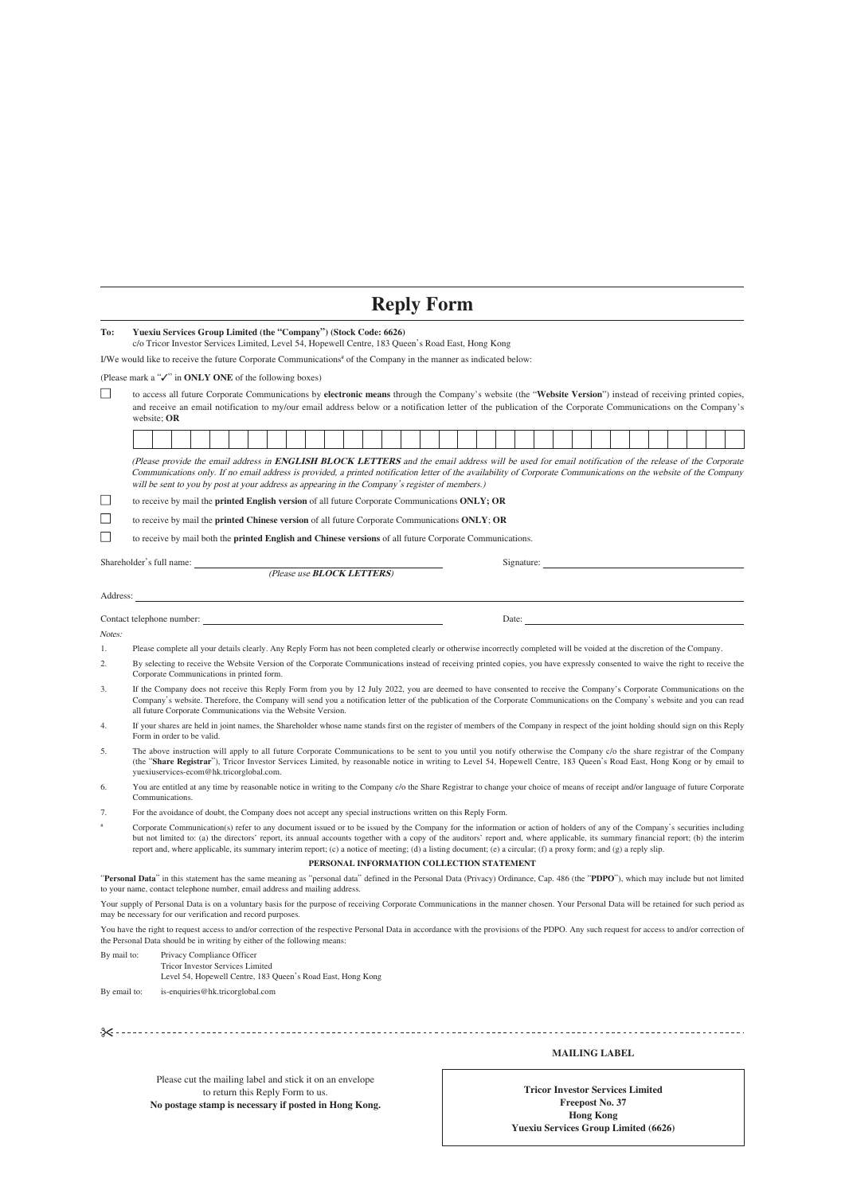# Reply Form

**To: Yuexiu Services Group Limited (the "Company") (Stock Code: 6626)**
c/o Tricor Investor Services Limited, Level 54, Hopewell Centre, 183 Queen's Road East, Hong Kong

I/We would like to receive the future Corporate Communications# of the Company in the manner as indicated below:

(Please mark a "✓" in **ONLY ONE** of the following boxes)

☐ to access all future Corporate Communications by **electronic means** through the Company's website (the "**Website Version**") instead of receiving printed copies, and receive an email notification to my/our email address below or a notification letter of the publication of the Corporate Communications on the Company's website; **OR**

| | | | | | | | | | | | | | | | | | | | | | | | | | | | | | | | | |
|---|---|---|---|---|---|---|---|---|---|---|---|---|---|---|---|---|---|---|---|---|---|---|---|---|---|---|---|---|---|---|---|---|
| | | | | | | | | | | | | | | | | | | | | | | | | | | | | | | | | |

*(Please provide the email address in* ***ENGLISH BLOCK LETTERS*** *and the email address will be used for email notification of the release of the Corporate Communications only. If no email address is provided, a printed notification letter of the availability of Corporate Communications on the website of the Company will be sent to you by post at your address as appearing in the Company's register of members.)*

☐ to receive by mail the **printed English version** of all future Corporate Communications **ONLY; OR**

☐ to receive by mail the **printed Chinese version** of all future Corporate Communications **ONLY**; **OR**

☐ to receive by mail both the **printed English and Chinese versions** of all future Corporate Communications.

Shareholder's full name: ______________________________ Signature: ______________________________
*(Please use* ***BLOCK LETTERS****)*

Address: ____________________________________________________________

Contact telephone number: ______________________________ Date: ______________________________

*Notes:*

1. Please complete all your details clearly. Any Reply Form has not been completed clearly or otherwise incorrectly completed will be voided at the discretion of the Company.
2. By selecting to receive the Website Version of the Corporate Communications instead of receiving printed copies, you have expressly consented to waive the right to receive the Corporate Communications in printed form.
3. If the Company does not receive this Reply Form from you by 12 July 2022, you are deemed to have consented to receive the Company's Corporate Communications on the Company's website. Therefore, the Company will send you a notification letter of the publication of the Corporate Communications on the Company's website and you can read all future Corporate Communications via the Website Version.
4. If your shares are held in joint names, the Shareholder whose name stands first on the register of members of the Company in respect of the joint holding should sign on this Reply Form in order to be valid.
5. The above instruction will apply to all future Corporate Communications to be sent to you until you notify otherwise the Company c/o the share registrar of the Company (the "**Share Registrar**"), Tricor Investor Services Limited, by reasonable notice in writing to Level 54, Hopewell Centre, 183 Queen's Road East, Hong Kong or by email to yuexiuservices-ecom@hk.tricorglobal.com.
6. You are entitled at any time by reasonable notice in writing to the Company c/o the Share Registrar to change your choice of means of receipt and/or language of future Corporate Communications.
7. For the avoidance of doubt, the Company does not accept any special instructions written on this Reply Form.

\# Corporate Communication(s) refer to any document issued or to be issued by the Company for the information or action of holders of any of the Company's securities including but not limited to: (a) the directors' report, its annual accounts together with a copy of the auditors' report and, where applicable, its summary financial report; (b) the interim report and, where applicable, its summary interim report; (c) a notice of meeting; (d) a listing document; (e) a circular; (f) a proxy form; and (g) a reply slip.

**PERSONAL INFORMATION COLLECTION STATEMENT**

"**Personal Data**" in this statement has the same meaning as "personal data" defined in the Personal Data (Privacy) Ordinance, Cap. 486 (the "**PDPO**"), which may include but not limited to your name, contact telephone number, email address and mailing address.

Your supply of Personal Data is on a voluntary basis for the purpose of receiving Corporate Communications in the manner chosen. Your Personal Data will be retained for such period as may be necessary for our verification and record purposes.

You have the right to request access to and/or correction of the respective Personal Data in accordance with the provisions of the PDPO. Any such request for access to and/or correction of the Personal Data should be in writing by either of the following means:

By mail to: Privacy Compliance Officer
Tricor Investor Services Limited
Level 54, Hopewell Centre, 183 Queen's Road East, Hong Kong

By email to: is-enquiries@hk.tricorglobal.com

✂ - - - - - - - - - - - - - - - - - - - - - - - - - - - - - - - - - - - - - - - -

**MAILING LABEL**

Please cut the mailing label and stick it on an envelope to return this Reply Form to us.
**No postage stamp is necessary if posted in Hong Kong.**

**Tricor Investor Services Limited**
**Freepost No. 37**
**Hong Kong**
**Yuexiu Services Group Limited (6626)**